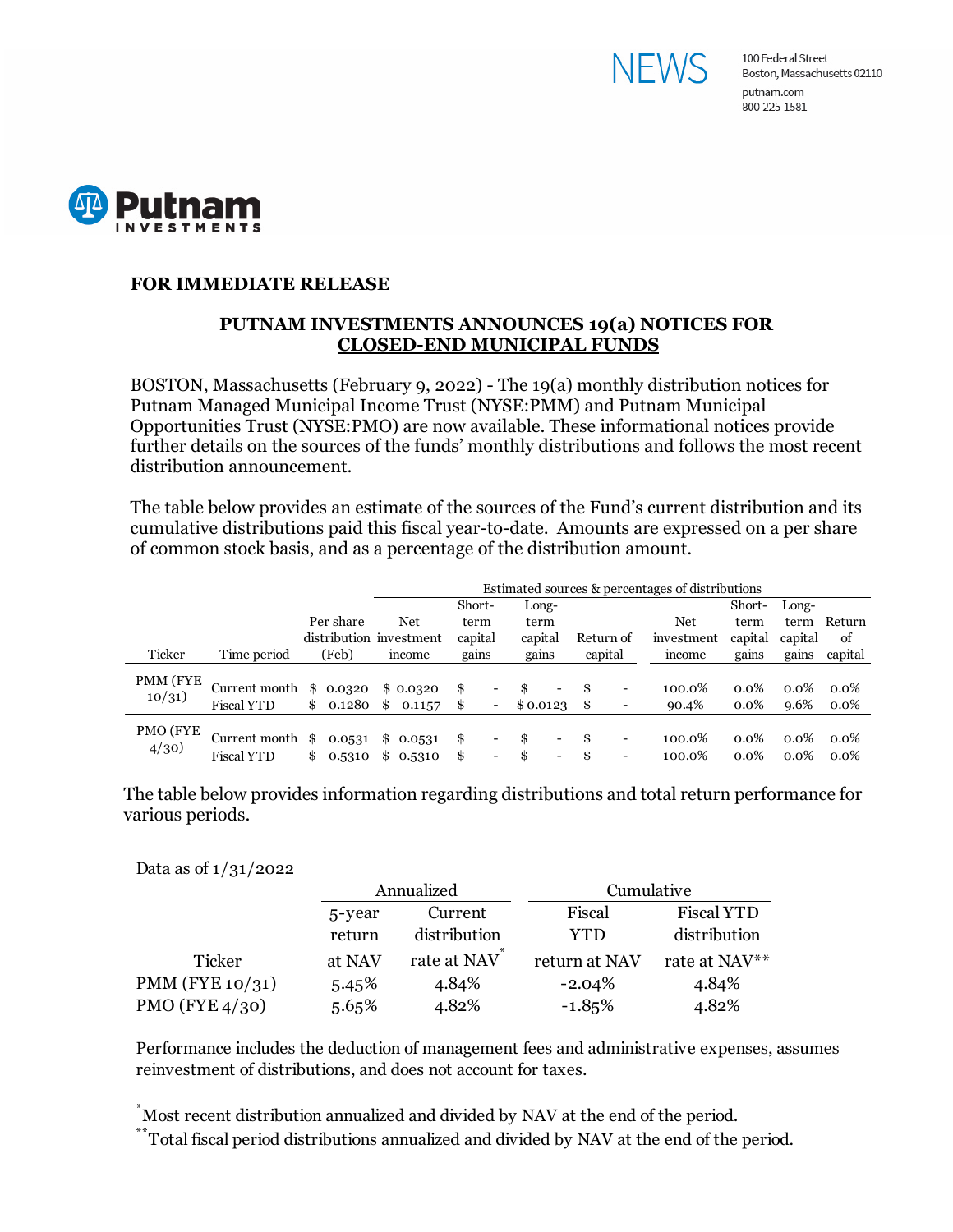NEWS

100 Federal Street
Boston, Massachusetts 02110
putnam.com
800-225-1581

Putnam INVESTMENTS

**FOR IMMEDIATE RELEASE**

## PUTNAM INVESTMENTS ANNOUNCES 19(a) NOTICES FOR CLOSED-END MUNICIPAL FUNDS

BOSTON, Massachusetts (February 9, 2022) - The 19(a) monthly distribution notices for Putnam Managed Municipal Income Trust (NYSE:PMM) and Putnam Municipal Opportunities Trust (NYSE:PMO) are now available. These informational notices provide further details on the sources of the funds' monthly distributions and follows the most recent distribution announcement.

The table below provides an estimate of the sources of the Fund's current distribution and its cumulative distributions paid this fiscal year-to-date. Amounts are expressed on a per share of common stock basis, and as a percentage of the distribution amount.

| | | | Estimated sources & percentages of distributions | | | | | | | |
|---|---|---|---|---|---|---|---|---|---|---|
| Ticker | Time period | Per share distribution (Feb) | Net investment income | Short-term capital gains | Long-term capital gains | Return of capital | Net investment income | Short-term capital gains | Long-term capital gains | Return of capital |
| PMM (FYE 10/31) | Current month | $ 0.0320 | $ 0.0320 | $ - | $ - | $ - | 100.0% | 0.0% | 0.0% | 0.0% |
| | Fiscal YTD | $ 0.1280 | $ 0.1157 | $ - | $ 0.0123 | $ - | 90.4% | 0.0% | 9.6% | 0.0% |
| PMO (FYE 4/30) | Current month | $ 0.0531 | $ 0.0531 | $ - | $ - | $ - | 100.0% | 0.0% | 0.0% | 0.0% |
| | Fiscal YTD | $ 0.5310 | $ 0.5310 | $ - | $ - | $ - | 100.0% | 0.0% | 0.0% | 0.0% |

The table below provides information regarding distributions and total return performance for various periods.

Data as of 1/31/2022

| | Annualized | | Cumulative | |
|---|---|---|---|---|
| Ticker | 5-year return at NAV | Current distribution rate at NAV* | Fiscal YTD return at NAV | Fiscal YTD distribution rate at NAV** |
| PMM (FYE 10/31) | 5.45% | 4.84% | -2.04% | 4.84% |
| PMO (FYE 4/30) | 5.65% | 4.82% | -1.85% | 4.82% |

Performance includes the deduction of management fees and administrative expenses, assumes reinvestment of distributions, and does not account for taxes.

*Most recent distribution annualized and divided by NAV at the end of the period.

**Total fiscal period distributions annualized and divided by NAV at the end of the period.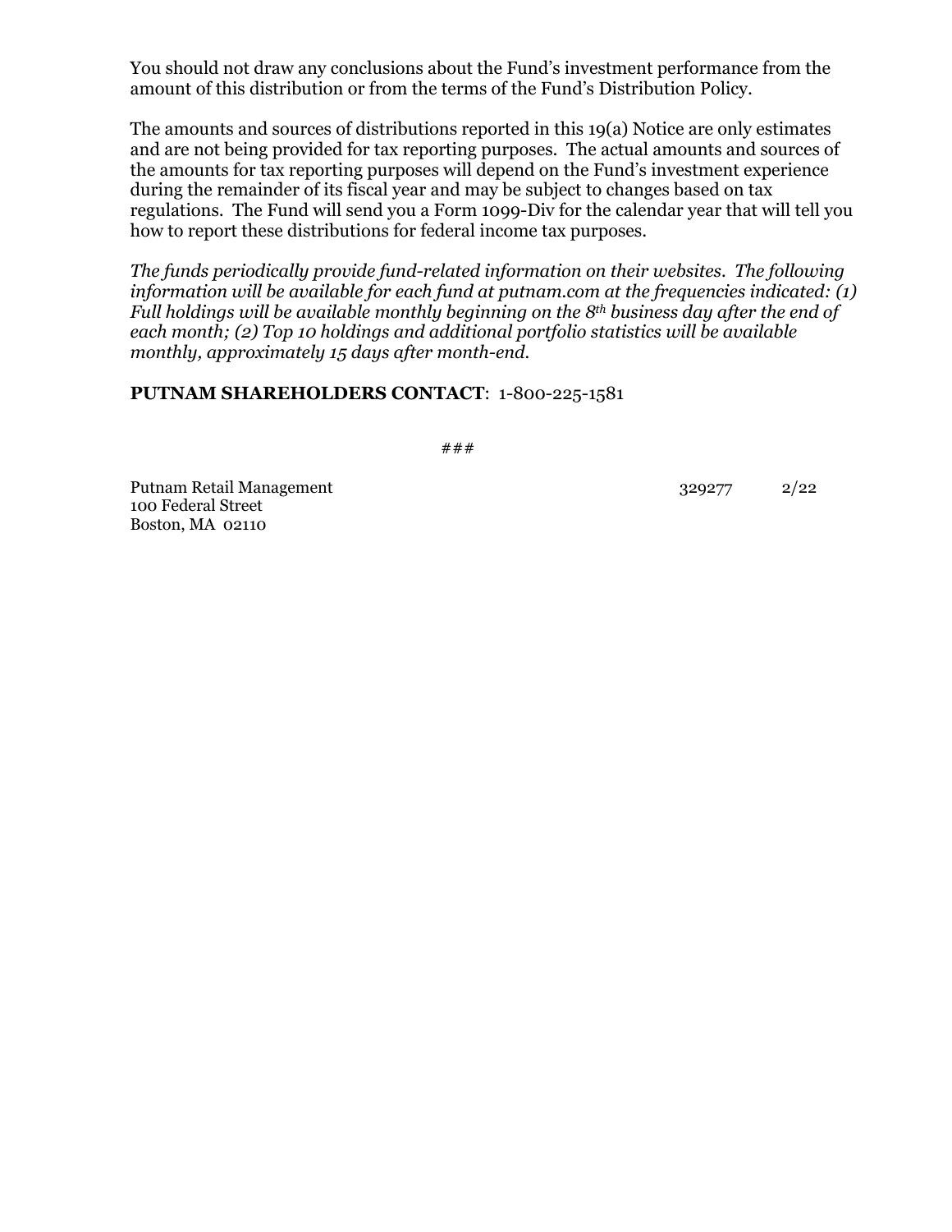You should not draw any conclusions about the Fund's investment performance from the amount of this distribution or from the terms of the Fund's Distribution Policy.

The amounts and sources of distributions reported in this 19(a) Notice are only estimates and are not being provided for tax reporting purposes. The actual amounts and sources of the amounts for tax reporting purposes will depend on the Fund's investment experience during the remainder of its fiscal year and may be subject to changes based on tax regulations. The Fund will send you a Form 1099-Div for the calendar year that will tell you how to report these distributions for federal income tax purposes.

*The funds periodically provide fund-related information on their websites. The following information will be available for each fund at putnam.com at the frequencies indicated: (1) Full holdings will be available monthly beginning on the 8th business day after the end of each month; (2) Top 10 holdings and additional portfolio statistics will be available monthly, approximately 15 days after month-end.*

**PUTNAM SHAREHOLDERS CONTACT**: 1-800-225-1581

###

Putnam Retail Management
100 Federal Street
Boston, MA 02110

329277 2/22